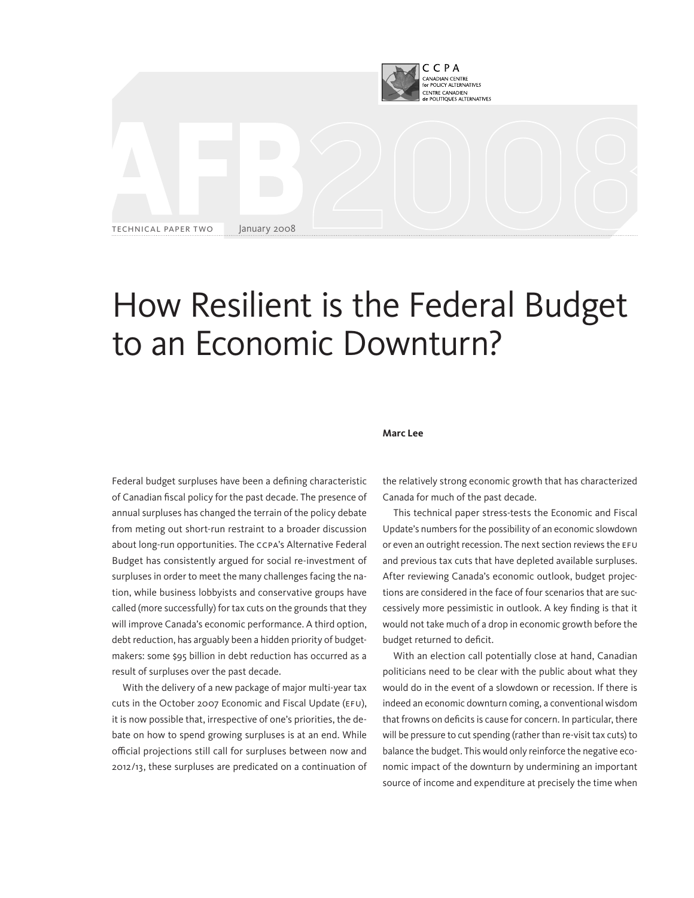CCPA
CANADIAN CENTRE for POLICY ALTERNATIVES
CENTRE CANADIEN de POLITIQUES ALTERNATIVES

AFB 2008

TECHNICAL PAPER TWO — January 2008

# How Resilient is the Federal Budget to an Economic Downturn?

**Marc Lee**

Federal budget surpluses have been a defining characteristic of Canadian fiscal policy for the past decade. The presence of annual surpluses has changed the terrain of the policy debate from meting out short-run restraint to a broader discussion about long-run opportunities. The CCPA's Alternative Federal Budget has consistently argued for social re-investment of surpluses in order to meet the many challenges facing the nation, while business lobbyists and conservative groups have called (more successfully) for tax cuts on the grounds that they will improve Canada's economic performance. A third option, debt reduction, has arguably been a hidden priority of budget-makers: some $95 billion in debt reduction has occurred as a result of surpluses over the past decade.

With the delivery of a new package of major multi-year tax cuts in the October 2007 Economic and Fiscal Update (EFU), it is now possible that, irrespective of one's priorities, the debate on how to spend growing surpluses is at an end. While official projections still call for surpluses between now and 2012/13, these surpluses are predicated on a continuation of the relatively strong economic growth that has characterized Canada for much of the past decade.

This technical paper stress-tests the Economic and Fiscal Update's numbers for the possibility of an economic slowdown or even an outright recession. The next section reviews the EFU and previous tax cuts that have depleted available surpluses. After reviewing Canada's economic outlook, budget projections are considered in the face of four scenarios that are successively more pessimistic in outlook. A key finding is that it would not take much of a drop in economic growth before the budget returned to deficit.

With an election call potentially close at hand, Canadian politicians need to be clear with the public about what they would do in the event of a slowdown or recession. If there is indeed an economic downturn coming, a conventional wisdom that frowns on deficits is cause for concern. In particular, there will be pressure to cut spending (rather than re-visit tax cuts) to balance the budget. This would only reinforce the negative economic impact of the downturn by undermining an important source of income and expenditure at precisely the time when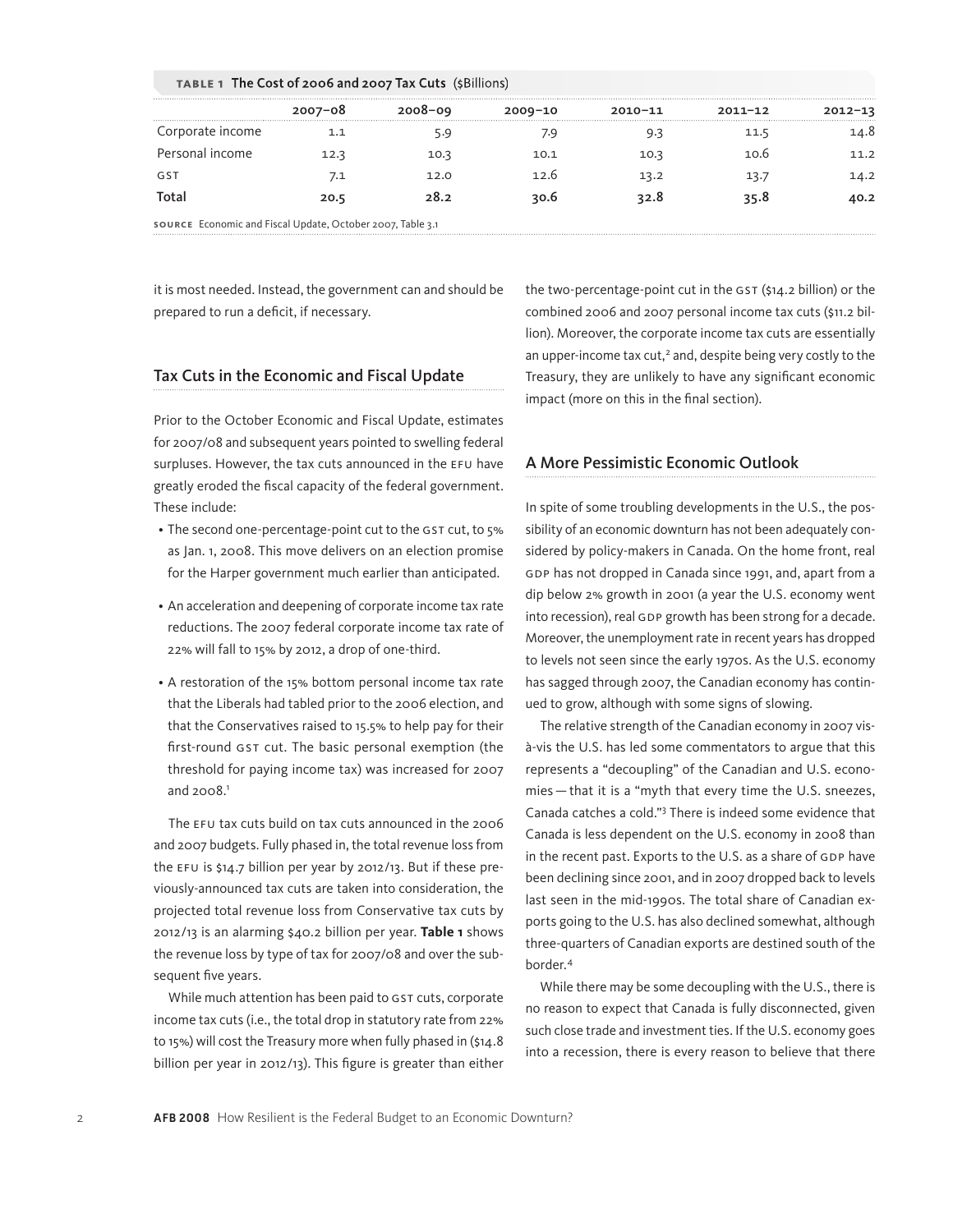**TABLE 1** The Cost of 2006 and 2007 Tax Cuts ($Billions)

| | 2007–08 | 2008–09 | 2009–10 | 2010–11 | 2011–12 | 2012–13 |
|---|---|---|---|---|---|---|
| Corporate income | 1.1 | 5.9 | 7.9 | 9.3 | 11.5 | 14.8 |
| Personal income | 12.3 | 10.3 | 10.1 | 10.3 | 10.6 | 11.2 |
| GST | 7.1 | 12.0 | 12.6 | 13.2 | 13.7 | 14.2 |
| **Total** | **20.5** | **28.2** | **30.6** | **32.8** | **35.8** | **40.2** |

**SOURCE** Economic and Fiscal Update, October 2007, Table 3.1

it is most needed. Instead, the government can and should be prepared to run a deficit, if necessary.

## Tax Cuts in the Economic and Fiscal Update

Prior to the October Economic and Fiscal Update, estimates for 2007/08 and subsequent years pointed to swelling federal surpluses. However, the tax cuts announced in the EFU have greatly eroded the fiscal capacity of the federal government. These include:

- The second one-percentage-point cut to the GST cut, to 5% as Jan. 1, 2008. This move delivers on an election promise for the Harper government much earlier than anticipated.
- An acceleration and deepening of corporate income tax rate reductions. The 2007 federal corporate income tax rate of 22% will fall to 15% by 2012, a drop of one-third.
- A restoration of the 15% bottom personal income tax rate that the Liberals had tabled prior to the 2006 election, and that the Conservatives raised to 15.5% to help pay for their first-round GST cut. The basic personal exemption (the threshold for paying income tax) was increased for 2007 and 2008.[1]

The EFU tax cuts build on tax cuts announced in the 2006 and 2007 budgets. Fully phased in, the total revenue loss from the EFU is $14.7 billion per year by 2012/13. But if these previously-announced tax cuts are taken into consideration, the projected total revenue loss from Conservative tax cuts by 2012/13 is an alarming $40.2 billion per year. **Table 1** shows the revenue loss by type of tax for 2007/08 and over the subsequent five years.

While much attention has been paid to GST cuts, corporate income tax cuts (i.e., the total drop in statutory rate from 22% to 15%) will cost the Treasury more when fully phased in ($14.8 billion per year in 2012/13). This figure is greater than either the two-percentage-point cut in the GST ($14.2 billion) or the combined 2006 and 2007 personal income tax cuts ($11.2 billion). Moreover, the corporate income tax cuts are essentially an upper-income tax cut,[2] and, despite being very costly to the Treasury, they are unlikely to have any significant economic impact (more on this in the final section).

## A More Pessimistic Economic Outlook

In spite of some troubling developments in the U.S., the possibility of an economic downturn has not been adequately considered by policy-makers in Canada. On the home front, real GDP has not dropped in Canada since 1991, and, apart from a dip below 2% growth in 2001 (a year the U.S. economy went into recession), real GDP growth has been strong for a decade. Moreover, the unemployment rate in recent years has dropped to levels not seen since the early 1970s. As the U.S. economy has sagged through 2007, the Canadian economy has continued to grow, although with some signs of slowing.

The relative strength of the Canadian economy in 2007 vis-à-vis the U.S. has led some commentators to argue that this represents a "decoupling" of the Canadian and U.S. economies — that it is a "myth that every time the U.S. sneezes, Canada catches a cold."[3] There is indeed some evidence that Canada is less dependent on the U.S. economy in 2008 than in the recent past. Exports to the U.S. as a share of GDP have been declining since 2001, and in 2007 dropped back to levels last seen in the mid-1990s. The total share of Canadian exports going to the U.S. has also declined somewhat, although three-quarters of Canadian exports are destined south of the border.[4]

While there may be some decoupling with the U.S., there is no reason to expect that Canada is fully disconnected, given such close trade and investment ties. If the U.S. economy goes into a recession, there is every reason to believe that there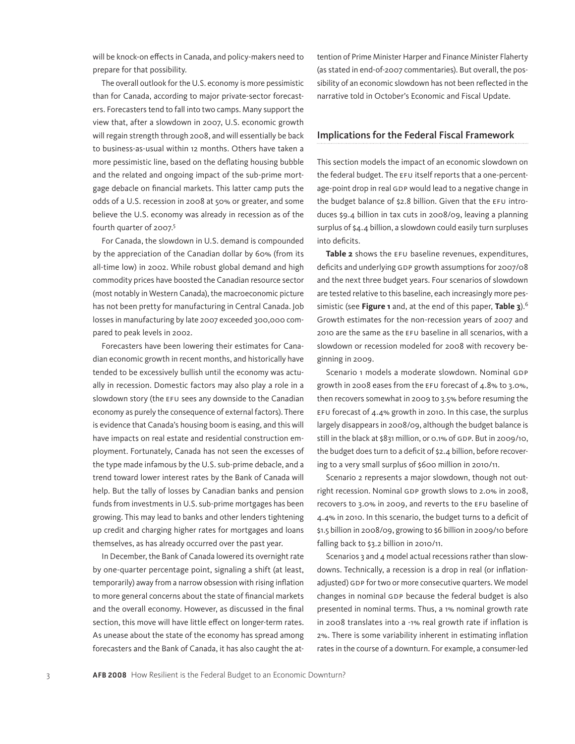will be knock-on effects in Canada, and policy-makers need to prepare for that possibility.

The overall outlook for the U.S. economy is more pessimistic than for Canada, according to major private-sector forecasters. Forecasters tend to fall into two camps. Many support the view that, after a slowdown in 2007, U.S. economic growth will regain strength through 2008, and will essentially be back to business-as-usual within 12 months. Others have taken a more pessimistic line, based on the deflating housing bubble and the related and ongoing impact of the sub-prime mortgage debacle on financial markets. This latter camp puts the odds of a U.S. recession in 2008 at 50% or greater, and some believe the U.S. economy was already in recession as of the fourth quarter of 2007.[5]

For Canada, the slowdown in U.S. demand is compounded by the appreciation of the Canadian dollar by 60% (from its all-time low) in 2002. While robust global demand and high commodity prices have boosted the Canadian resource sector (most notably in Western Canada), the macroeconomic picture has not been pretty for manufacturing in Central Canada. Job losses in manufacturing by late 2007 exceeded 300,000 compared to peak levels in 2002.

Forecasters have been lowering their estimates for Canadian economic growth in recent months, and historically have tended to be excessively bullish until the economy was actually in recession. Domestic factors may also play a role in a slowdown story (the EFU sees any downside to the Canadian economy as purely the consequence of external factors). There is evidence that Canada's housing boom is easing, and this will have impacts on real estate and residential construction employment. Fortunately, Canada has not seen the excesses of the type made infamous by the U.S. sub-prime debacle, and a trend toward lower interest rates by the Bank of Canada will help. But the tally of losses by Canadian banks and pension funds from investments in U.S. sub-prime mortgages has been growing. This may lead to banks and other lenders tightening up credit and charging higher rates for mortgages and loans themselves, as has already occurred over the past year.

In December, the Bank of Canada lowered its overnight rate by one-quarter percentage point, signaling a shift (at least, temporarily) away from a narrow obsession with rising inflation to more general concerns about the state of financial markets and the overall economy. However, as discussed in the final section, this move will have little effect on longer-term rates. As unease about the state of the economy has spread among forecasters and the Bank of Canada, it has also caught the attention of Prime Minister Harper and Finance Minister Flaherty (as stated in end-of-2007 commentaries). But overall, the possibility of an economic slowdown has not been reflected in the narrative told in October's Economic and Fiscal Update.

## Implications for the Federal Fiscal Framework

This section models the impact of an economic slowdown on the federal budget. The EFU itself reports that a one-percentage-point drop in real GDP would lead to a negative change in the budget balance of $2.8 billion. Given that the EFU introduces $9.4 billion in tax cuts in 2008/09, leaving a planning surplus of $4.4 billion, a slowdown could easily turn surpluses into deficits.

**Table 2** shows the EFU baseline revenues, expenditures, deficits and underlying GDP growth assumptions for 2007/08 and the next three budget years. Four scenarios of slowdown are tested relative to this baseline, each increasingly more pessimistic (see **Figure 1** and, at the end of this paper, **Table 3**).[6] Growth estimates for the non-recession years of 2007 and 2010 are the same as the EFU baseline in all scenarios, with a slowdown or recession modeled for 2008 with recovery beginning in 2009.

Scenario 1 models a moderate slowdown. Nominal GDP growth in 2008 eases from the EFU forecast of 4.8% to 3.0%, then recovers somewhat in 2009 to 3.5% before resuming the EFU forecast of 4.4% growth in 2010. In this case, the surplus largely disappears in 2008/09, although the budget balance is still in the black at $831 million, or 0.1% of GDP. But in 2009/10, the budget does turn to a deficit of $2.4 billion, before recovering to a very small surplus of $600 million in 2010/11.

Scenario 2 represents a major slowdown, though not outright recession. Nominal GDP growth slows to 2.0% in 2008, recovers to 3.0% in 2009, and reverts to the EFU baseline of 4.4% in 2010. In this scenario, the budget turns to a deficit of $1.5 billion in 2008/09, growing to $6 billion in 2009/10 before falling back to $3.2 billion in 2010/11.

Scenarios 3 and 4 model actual recessions rather than slowdowns. Technically, a recession is a drop in real (or inflation-adjusted) GDP for two or more consecutive quarters. We model changes in nominal GDP because the federal budget is also presented in nominal terms. Thus, a 1% nominal growth rate in 2008 translates into a -1% real growth rate if inflation is 2%. There is some variability inherent in estimating inflation rates in the course of a downturn. For example, a consumer-led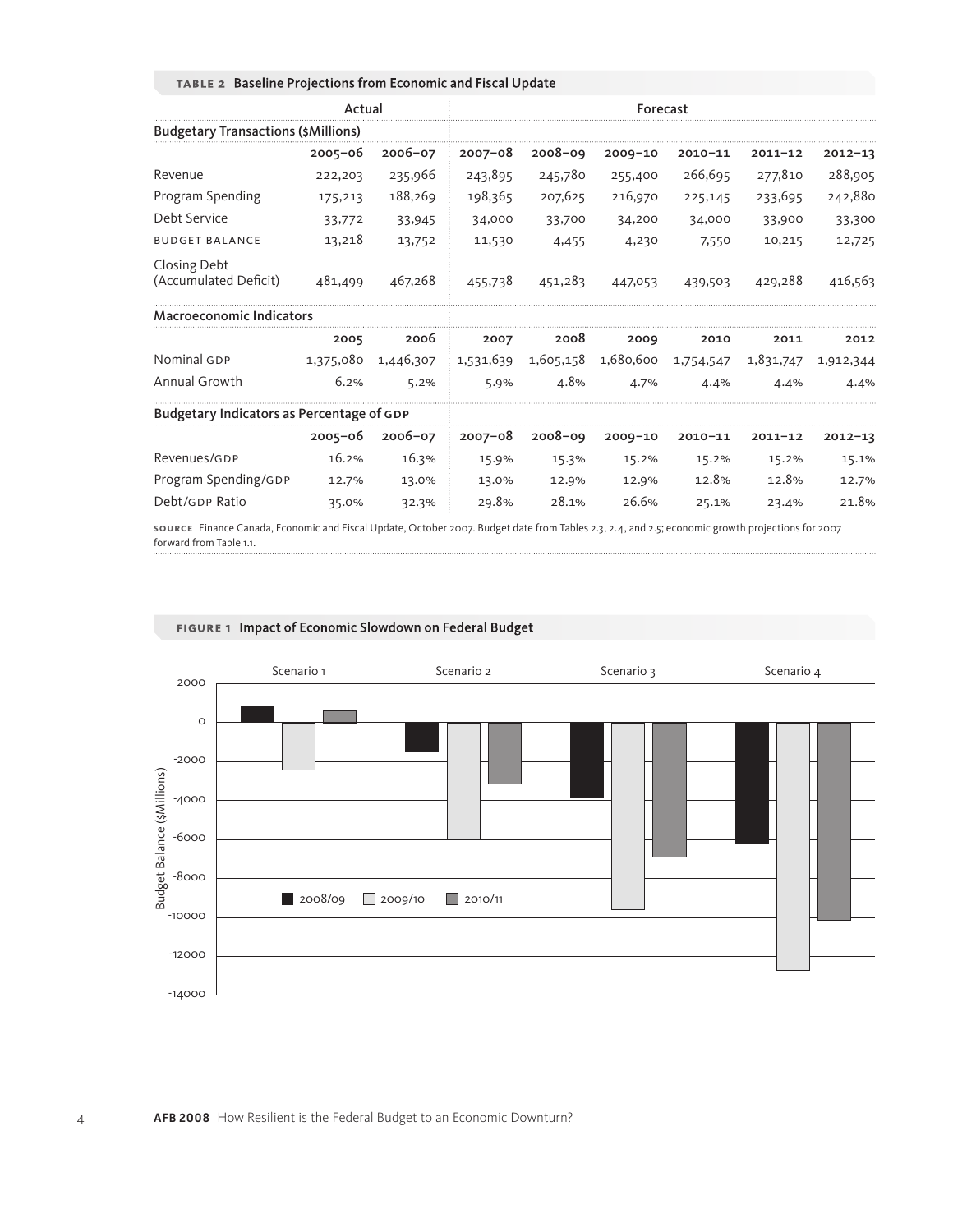**TABLE 2 Baseline Projections from Economic and Fiscal Update**

| | Actual | | Forecast | | | | | |
|---|---|---|---|---|---|---|---|---|
| **Budgetary Transactions ($Millions)** | | | | | | | | |
| | 2005–06 | 2006–07 | 2007–08 | 2008–09 | 2009–10 | 2010–11 | 2011–12 | 2012–13 |
| Revenue | 222,203 | 235,966 | 243,895 | 245,780 | 255,400 | 266,695 | 277,810 | 288,905 |
| Program Spending | 175,213 | 188,269 | 198,365 | 207,625 | 216,970 | 225,145 | 233,695 | 242,880 |
| Debt Service | 33,772 | 33,945 | 34,000 | 33,700 | 34,200 | 34,000 | 33,900 | 33,300 |
| BUDGET BALANCE | 13,218 | 13,752 | 11,530 | 4,455 | 4,230 | 7,550 | 10,215 | 12,725 |
| Closing Debt (Accumulated Deficit) | 481,499 | 467,268 | 455,738 | 451,283 | 447,053 | 439,503 | 429,288 | 416,563 |
| **Macroeconomic Indicators** | | | | | | | | |
| | 2005 | 2006 | 2007 | 2008 | 2009 | 2010 | 2011 | 2012 |
| Nominal GDP | 1,375,080 | 1,446,307 | 1,531,639 | 1,605,158 | 1,680,600 | 1,754,547 | 1,831,747 | 1,912,344 |
| Annual Growth | 6.2% | 5.2% | 5.9% | 4.8% | 4.7% | 4.4% | 4.4% | 4.4% |
| **Budgetary Indicators as Percentage of GDP** | | | | | | | | |
| | 2005–06 | 2006–07 | 2007–08 | 2008–09 | 2009–10 | 2010–11 | 2011–12 | 2012–13 |
| Revenues/GDP | 16.2% | 16.3% | 15.9% | 15.3% | 15.2% | 15.2% | 15.2% | 15.1% |
| Program Spending/GDP | 12.7% | 13.0% | 13.0% | 12.9% | 12.9% | 12.8% | 12.8% | 12.7% |
| Debt/GDP Ratio | 35.0% | 32.3% | 29.8% | 28.1% | 26.6% | 25.1% | 23.4% | 21.8% |

**SOURCE** Finance Canada, Economic and Fiscal Update, October 2007. Budget date from Tables 2.3, 2.4, and 2.5; economic growth projections for 2007 forward from Table 1.1.

**FIGURE 1 Impact of Economic Slowdown on Federal Budget**

| Scenario | 2008/09 | 2009/10 | 2010/11 |
|---|---|---|---|
| Scenario 1 | ~800 | ~-2,400 | ~600 |
| Scenario 2 | ~-1,500 | ~-6,000 | ~-3,200 |
| Scenario 3 | ~-3,900 | ~-9,600 | ~-6,900 |
| Scenario 4 | ~-6,200 | ~-12,700 | ~-10,100 |

Budget Balance ($Millions)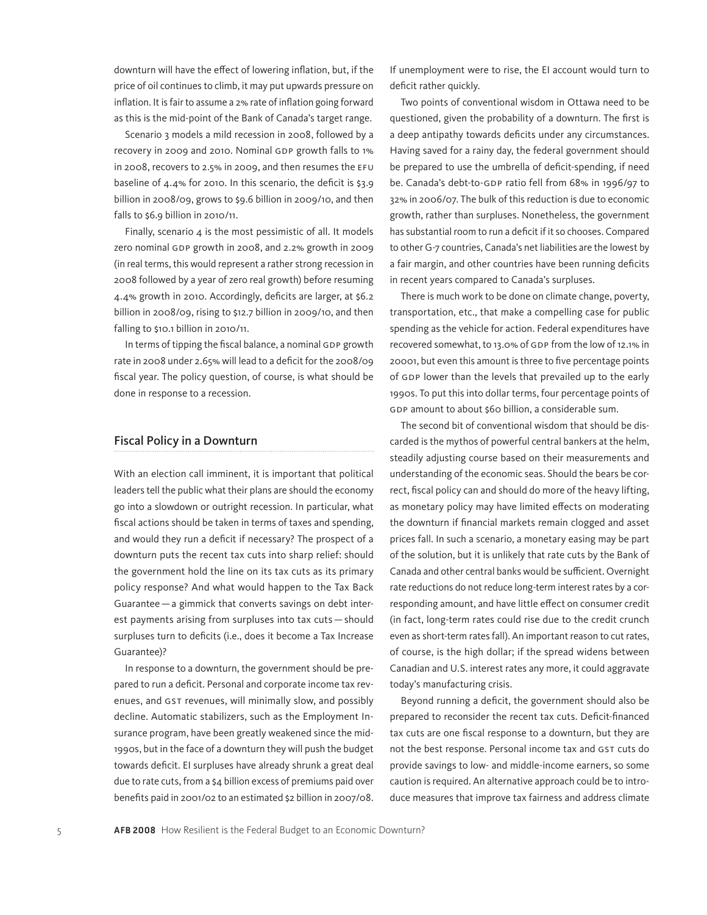downturn will have the effect of lowering inflation, but, if the price of oil continues to climb, it may put upwards pressure on inflation. It is fair to assume a 2% rate of inflation going forward as this is the mid-point of the Bank of Canada's target range.

Scenario 3 models a mild recession in 2008, followed by a recovery in 2009 and 2010. Nominal GDP growth falls to 1% in 2008, recovers to 2.5% in 2009, and then resumes the EFU baseline of 4.4% for 2010. In this scenario, the deficit is $3.9 billion in 2008/09, grows to $9.6 billion in 2009/10, and then falls to $6.9 billion in 2010/11.

Finally, scenario 4 is the most pessimistic of all. It models zero nominal GDP growth in 2008, and 2.2% growth in 2009 (in real terms, this would represent a rather strong recession in 2008 followed by a year of zero real growth) before resuming 4.4% growth in 2010. Accordingly, deficits are larger, at $6.2 billion in 2008/09, rising to $12.7 billion in 2009/10, and then falling to $10.1 billion in 2010/11.

In terms of tipping the fiscal balance, a nominal GDP growth rate in 2008 under 2.65% will lead to a deficit for the 2008/09 fiscal year. The policy question, of course, is what should be done in response to a recession.

## Fiscal Policy in a Downturn

With an election call imminent, it is important that political leaders tell the public what their plans are should the economy go into a slowdown or outright recession. In particular, what fiscal actions should be taken in terms of taxes and spending, and would they run a deficit if necessary? The prospect of a downturn puts the recent tax cuts into sharp relief: should the government hold the line on its tax cuts as its primary policy response? And what would happen to the Tax Back Guarantee — a gimmick that converts savings on debt interest payments arising from surpluses into tax cuts — should surpluses turn to deficits (i.e., does it become a Tax Increase Guarantee)?

In response to a downturn, the government should be prepared to run a deficit. Personal and corporate income tax revenues, and GST revenues, will minimally slow, and possibly decline. Automatic stabilizers, such as the Employment Insurance program, have been greatly weakened since the mid-1990s, but in the face of a downturn they will push the budget towards deficit. EI surpluses have already shrunk a great deal due to rate cuts, from a $4 billion excess of premiums paid over benefits paid in 2001/02 to an estimated $2 billion in 2007/08. If unemployment were to rise, the EI account would turn to deficit rather quickly.

Two points of conventional wisdom in Ottawa need to be questioned, given the probability of a downturn. The first is a deep antipathy towards deficits under any circumstances. Having saved for a rainy day, the federal government should be prepared to use the umbrella of deficit-spending, if need be. Canada's debt-to-GDP ratio fell from 68% in 1996/97 to 32% in 2006/07. The bulk of this reduction is due to economic growth, rather than surpluses. Nonetheless, the government has substantial room to run a deficit if it so chooses. Compared to other G-7 countries, Canada's net liabilities are the lowest by a fair margin, and other countries have been running deficits in recent years compared to Canada's surpluses.

There is much work to be done on climate change, poverty, transportation, etc., that make a compelling case for public spending as the vehicle for action. Federal expenditures have recovered somewhat, to 13.0% of GDP from the low of 12.1% in 20001, but even this amount is three to five percentage points of GDP lower than the levels that prevailed up to the early 1990s. To put this into dollar terms, four percentage points of GDP amount to about $60 billion, a considerable sum.

The second bit of conventional wisdom that should be discarded is the mythos of powerful central bankers at the helm, steadily adjusting course based on their measurements and understanding of the economic seas. Should the bears be correct, fiscal policy can and should do more of the heavy lifting, as monetary policy may have limited effects on moderating the downturn if financial markets remain clogged and asset prices fall. In such a scenario, a monetary easing may be part of the solution, but it is unlikely that rate cuts by the Bank of Canada and other central banks would be sufficient. Overnight rate reductions do not reduce long-term interest rates by a corresponding amount, and have little effect on consumer credit (in fact, long-term rates could rise due to the credit crunch even as short-term rates fall). An important reason to cut rates, of course, is the high dollar; if the spread widens between Canadian and U.S. interest rates any more, it could aggravate today's manufacturing crisis.

Beyond running a deficit, the government should also be prepared to reconsider the recent tax cuts. Deficit-financed tax cuts are one fiscal response to a downturn, but they are not the best response. Personal income tax and GST cuts do provide savings to low- and middle-income earners, so some caution is required. An alternative approach could be to introduce measures that improve tax fairness and address climate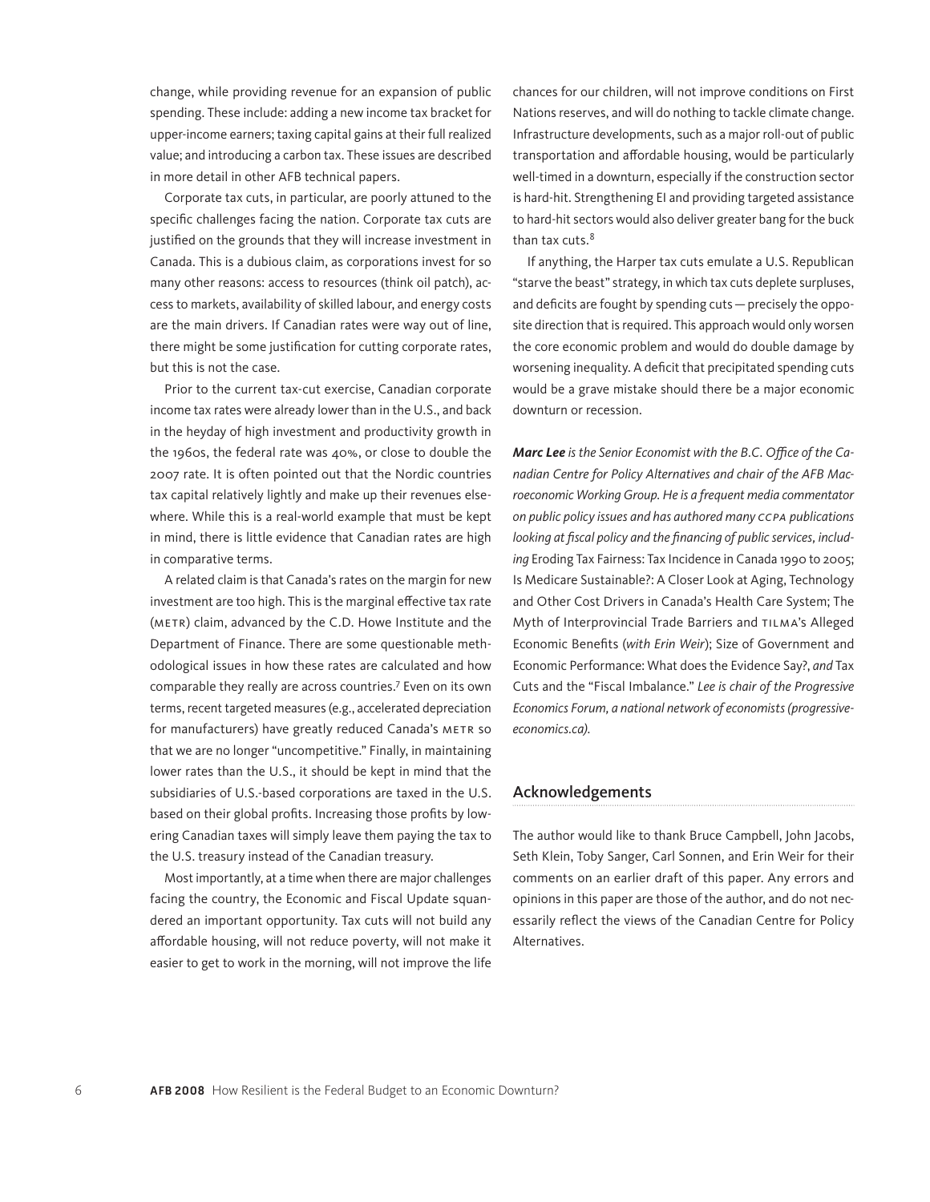change, while providing revenue for an expansion of public spending. These include: adding a new income tax bracket for upper-income earners; taxing capital gains at their full realized value; and introducing a carbon tax. These issues are described in more detail in other AFB technical papers.

Corporate tax cuts, in particular, are poorly attuned to the specific challenges facing the nation. Corporate tax cuts are justified on the grounds that they will increase investment in Canada. This is a dubious claim, as corporations invest for so many other reasons: access to resources (think oil patch), access to markets, availability of skilled labour, and energy costs are the main drivers. If Canadian rates were way out of line, there might be some justification for cutting corporate rates, but this is not the case.

Prior to the current tax-cut exercise, Canadian corporate income tax rates were already lower than in the U.S., and back in the heyday of high investment and productivity growth in the 1960s, the federal rate was 40%, or close to double the 2007 rate. It is often pointed out that the Nordic countries tax capital relatively lightly and make up their revenues elsewhere. While this is a real-world example that must be kept in mind, there is little evidence that Canadian rates are high in comparative terms.

A related claim is that Canada's rates on the margin for new investment are too high. This is the marginal effective tax rate (METR) claim, advanced by the C.D. Howe Institute and the Department of Finance. There are some questionable methodological issues in how these rates are calculated and how comparable they really are across countries.[7] Even on its own terms, recent targeted measures (e.g., accelerated depreciation for manufacturers) have greatly reduced Canada's METR so that we are no longer "uncompetitive." Finally, in maintaining lower rates than the U.S., it should be kept in mind that the subsidiaries of U.S.-based corporations are taxed in the U.S. based on their global profits. Increasing those profits by lowering Canadian taxes will simply leave them paying the tax to the U.S. treasury instead of the Canadian treasury.

Most importantly, at a time when there are major challenges facing the country, the Economic and Fiscal Update squandered an important opportunity. Tax cuts will not build any affordable housing, will not reduce poverty, will not make it easier to get to work in the morning, will not improve the life chances for our children, will not improve conditions on First Nations reserves, and will do nothing to tackle climate change. Infrastructure developments, such as a major roll-out of public transportation and affordable housing, would be particularly well-timed in a downturn, especially if the construction sector is hard-hit. Strengthening EI and providing targeted assistance to hard-hit sectors would also deliver greater bang for the buck than tax cuts.[8]

If anything, the Harper tax cuts emulate a U.S. Republican "starve the beast" strategy, in which tax cuts deplete surpluses, and deficits are fought by spending cuts — precisely the opposite direction that is required. This approach would only worsen the core economic problem and would do double damage by worsening inequality. A deficit that precipitated spending cuts would be a grave mistake should there be a major economic downturn or recession.

***Marc Lee*** *is the Senior Economist with the B.C. Office of the Canadian Centre for Policy Alternatives and chair of the AFB Macroeconomic Working Group. He is a frequent media commentator on public policy issues and has authored many CCPA publications looking at fiscal policy and the financing of public services, including* Eroding Tax Fairness: Tax Incidence in Canada 1990 to 2005; Is Medicare Sustainable?: A Closer Look at Aging, Technology and Other Cost Drivers in Canada's Health Care System; The Myth of Interprovincial Trade Barriers and TILMA's Alleged Economic Benefits (*with Erin Weir*); Size of Government and Economic Performance: What does the Evidence Say?, *and* Tax Cuts and the "Fiscal Imbalance." *Lee is chair of the Progressive Economics Forum, a national network of economists (progressive-economics.ca).*

## Acknowledgements

The author would like to thank Bruce Campbell, John Jacobs, Seth Klein, Toby Sanger, Carl Sonnen, and Erin Weir for their comments on an earlier draft of this paper. Any errors and opinions in this paper are those of the author, and do not necessarily reflect the views of the Canadian Centre for Policy Alternatives.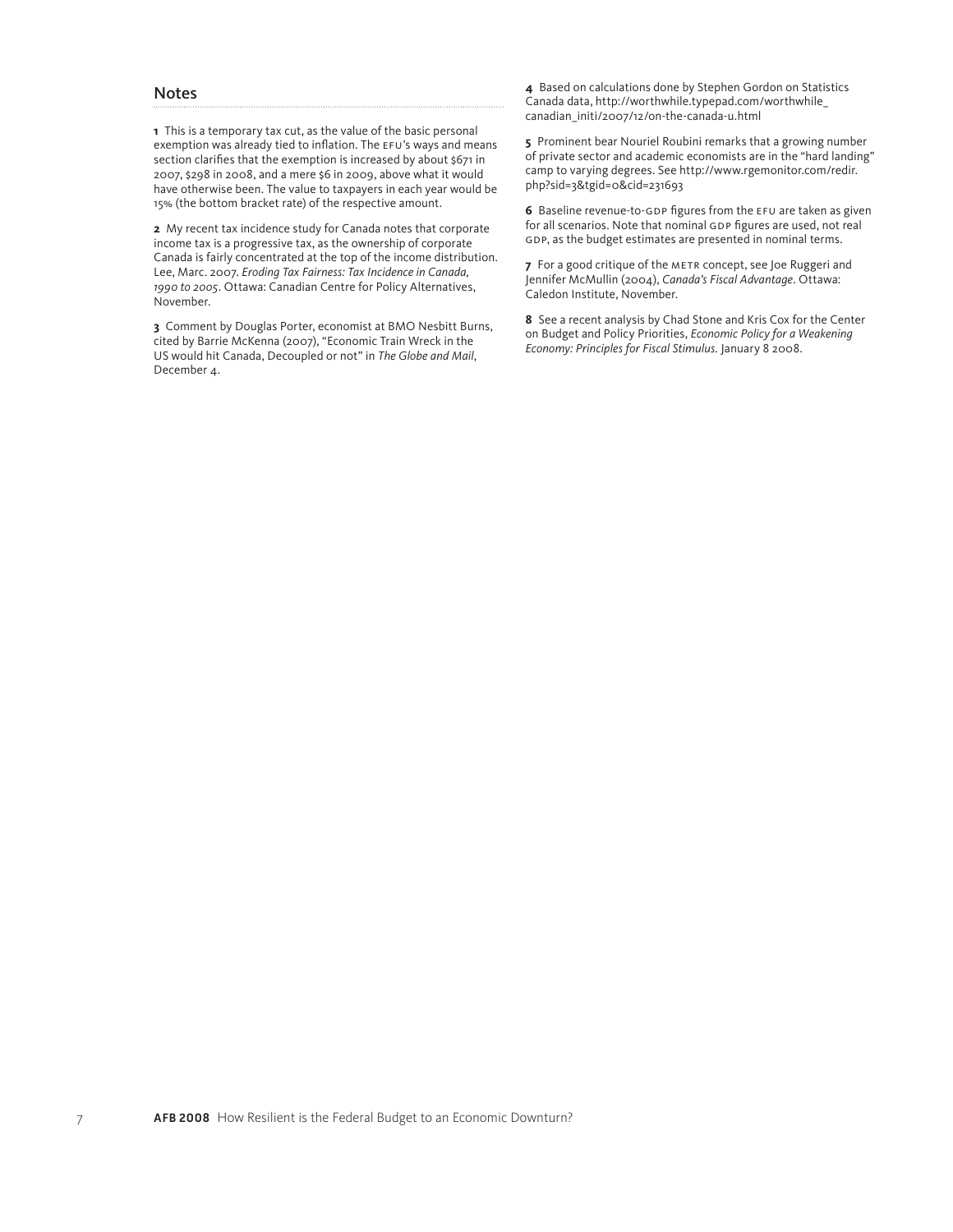## Notes

**1** This is a temporary tax cut, as the value of the basic personal exemption was already tied to inflation. The EFU's ways and means section clarifies that the exemption is increased by about $671 in 2007, $298 in 2008, and a mere $6 in 2009, above what it would have otherwise been. The value to taxpayers in each year would be 15% (the bottom bracket rate) of the respective amount.

**2** My recent tax incidence study for Canada notes that corporate income tax is a progressive tax, as the ownership of corporate Canada is fairly concentrated at the top of the income distribution. Lee, Marc. 2007. *Eroding Tax Fairness: Tax Incidence in Canada, 1990 to 2005*. Ottawa: Canadian Centre for Policy Alternatives, November.

**3** Comment by Douglas Porter, economist at BMO Nesbitt Burns, cited by Barrie McKenna (2007), "Economic Train Wreck in the US would hit Canada, Decoupled or not" in *The Globe and Mail*, December 4.

**4** Based on calculations done by Stephen Gordon on Statistics Canada data, http://worthwhile.typepad.com/worthwhile_canadian_initi/2007/12/on-the-canada-u.html

**5** Prominent bear Nouriel Roubini remarks that a growing number of private sector and academic economists are in the "hard landing" camp to varying degrees. See http://www.rgemonitor.com/redir.php?sid=3&tgid=0&cid=231693

**6** Baseline revenue-to-GDP figures from the EFU are taken as given for all scenarios. Note that nominal GDP figures are used, not real GDP, as the budget estimates are presented in nominal terms.

**7** For a good critique of the METR concept, see Joe Ruggeri and Jennifer McMullin (2004), *Canada's Fiscal Advantage*. Ottawa: Caledon Institute, November.

**8** See a recent analysis by Chad Stone and Kris Cox for the Center on Budget and Policy Priorities, *Economic Policy for a Weakening Economy: Principles for Fiscal Stimulus.* January 8 2008.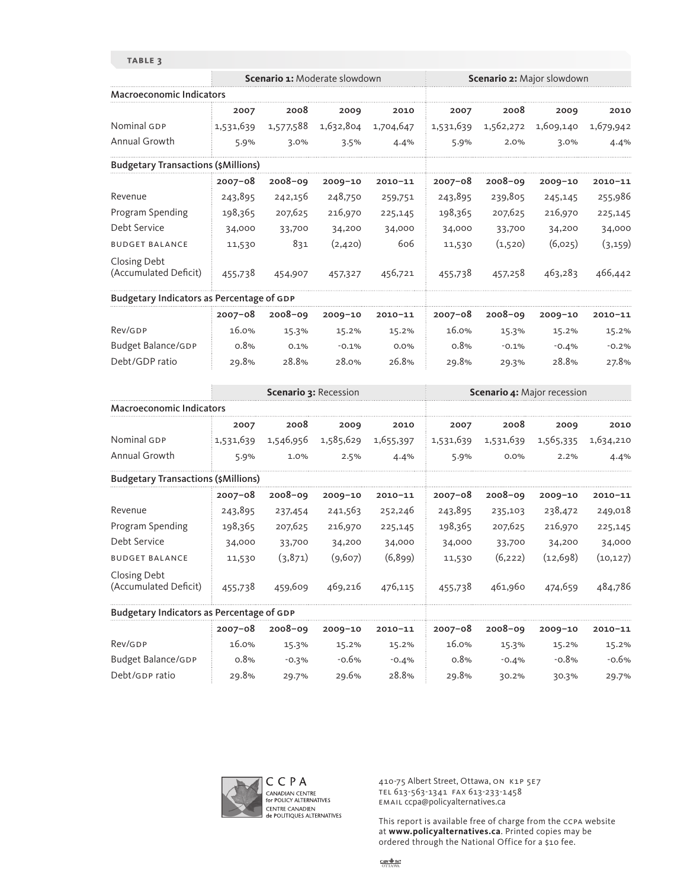**TABLE 3**

| | Scenario 1: Moderate slowdown | | | | Scenario 2: Major slowdown | | | |
|---|---|---|---|---|---|---|---|---|
| **Macroeconomic Indicators** | | | | | | | | |
| | 2007 | 2008 | 2009 | 2010 | 2007 | 2008 | 2009 | 2010 |
| Nominal GDP | 1,531,639 | 1,577,588 | 1,632,804 | 1,704,647 | 1,531,639 | 1,562,272 | 1,609,140 | 1,679,942 |
| Annual Growth | 5.9% | 3.0% | 3.5% | 4.4% | 5.9% | 2.0% | 3.0% | 4.4% |
| **Budgetary Transactions ($Millions)** | | | | | | | | |
| | 2007–08 | 2008–09 | 2009–10 | 2010–11 | 2007–08 | 2008–09 | 2009–10 | 2010–11 |
| Revenue | 243,895 | 242,156 | 248,750 | 259,751 | 243,895 | 239,805 | 245,145 | 255,986 |
| Program Spending | 198,365 | 207,625 | 216,970 | 225,145 | 198,365 | 207,625 | 216,970 | 225,145 |
| Debt Service | 34,000 | 33,700 | 34,200 | 34,000 | 34,000 | 33,700 | 34,200 | 34,000 |
| BUDGET BALANCE | 11,530 | 831 | (2,420) | 606 | 11,530 | (1,520) | (6,025) | (3,159) |
| Closing Debt (Accumulated Deficit) | 455,738 | 454,907 | 457,327 | 456,721 | 455,738 | 457,258 | 463,283 | 466,442 |
| **Budgetary Indicators as Percentage of GDP** | | | | | | | | |
| | 2007–08 | 2008–09 | 2009–10 | 2010–11 | 2007–08 | 2008–09 | 2009–10 | 2010–11 |
| Rev/GDP | 16.0% | 15.3% | 15.2% | 15.2% | 16.0% | 15.3% | 15.2% | 15.2% |
| Budget Balance/GDP | 0.8% | 0.1% | -0.1% | 0.0% | 0.8% | -0.1% | -0.4% | -0.2% |
| Debt/GDP ratio | 29.8% | 28.8% | 28.0% | 26.8% | 29.8% | 29.3% | 28.8% | 27.8% |

| | Scenario 3: Recession | | | | Scenario 4: Major recession | | | |
|---|---|---|---|---|---|---|---|---|
| **Macroeconomic Indicators** | | | | | | | | |
| | 2007 | 2008 | 2009 | 2010 | 2007 | 2008 | 2009 | 2010 |
| Nominal GDP | 1,531,639 | 1,546,956 | 1,585,629 | 1,655,397 | 1,531,639 | 1,531,639 | 1,565,335 | 1,634,210 |
| Annual Growth | 5.9% | 1.0% | 2.5% | 4.4% | 5.9% | 0.0% | 2.2% | 4.4% |
| **Budgetary Transactions ($Millions)** | | | | | | | | |
| | 2007–08 | 2008–09 | 2009–10 | 2010–11 | 2007–08 | 2008–09 | 2009–10 | 2010–11 |
| Revenue | 243,895 | 237,454 | 241,563 | 252,246 | 243,895 | 235,103 | 238,472 | 249,018 |
| Program Spending | 198,365 | 207,625 | 216,970 | 225,145 | 198,365 | 207,625 | 216,970 | 225,145 |
| Debt Service | 34,000 | 33,700 | 34,200 | 34,000 | 34,000 | 33,700 | 34,200 | 34,000 |
| BUDGET BALANCE | 11,530 | (3,871) | (9,607) | (6,899) | 11,530 | (6,222) | (12,698) | (10,127) |
| Closing Debt (Accumulated Deficit) | 455,738 | 459,609 | 469,216 | 476,115 | 455,738 | 461,960 | 474,659 | 484,786 |
| **Budgetary Indicators as Percentage of GDP** | | | | | | | | |
| | 2007–08 | 2008–09 | 2009–10 | 2010–11 | 2007–08 | 2008–09 | 2009–10 | 2010–11 |
| Rev/GDP | 16.0% | 15.3% | 15.2% | 15.2% | 16.0% | 15.3% | 15.2% | 15.2% |
| Budget Balance/GDP | 0.8% | -0.3% | -0.6% | -0.4% | 0.8% | -0.4% | -0.8% | -0.6% |
| Debt/GDP ratio | 29.8% | 29.7% | 29.6% | 28.8% | 29.8% | 30.2% | 30.3% | 29.7% |

CCPA
CANADIAN CENTRE for POLICY ALTERNATIVES
CENTRE CANADIEN de POLITIQUES ALTERNATIVES

410-75 Albert Street, Ottawa, ON K1P 5E7
TEL 613-563-1341 FAX 613-233-1458
EMAIL ccpa@policyalternatives.ca

This report is available free of charge from the CCPA website at **www.policyalternatives.ca**. Printed copies may be ordered through the National Office for a $10 fee.